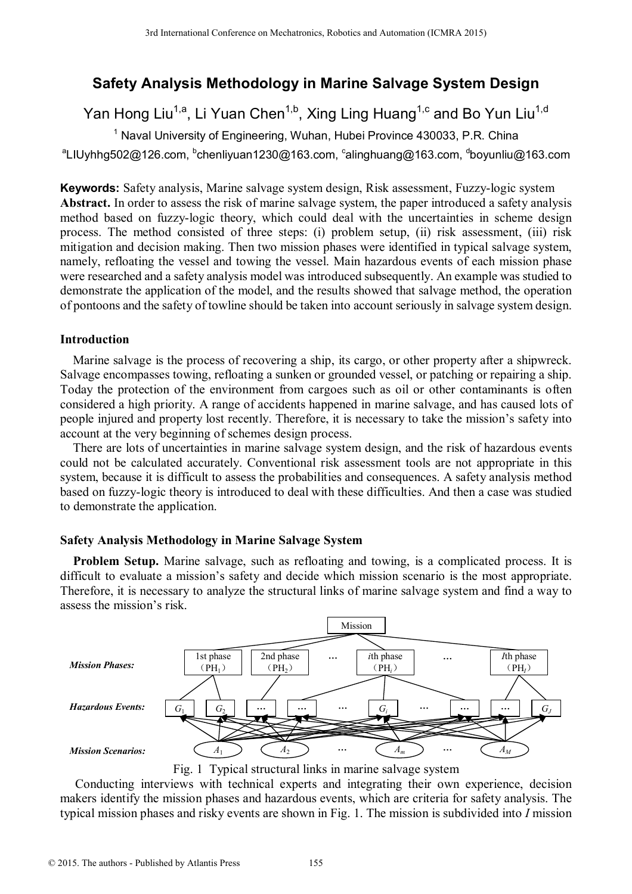# Safety Analysis Methodology in Marine Salvage System Design

Yan Hong Liu[1,a], Li Yuan Chen[1,b], Xing Ling Huang[1,c] and Bo Yun Liu[1,d]

[1] Naval University of Engineering, Wuhan, Hubei Province 430033, P.R. China

[a]LIUyhhg502@126.com, [b]chenliyuan1230@163.com, [c]alinghuang@163.com, [d]boyunliu@163.com

**Keywords:** Safety analysis, Marine salvage system design, Risk assessment, Fuzzy-logic system

**Abstract.** In order to assess the risk of marine salvage system, the paper introduced a safety analysis method based on fuzzy-logic theory, which could deal with the uncertainties in scheme design process. The method consisted of three steps: (i) problem setup, (ii) risk assessment, (iii) risk mitigation and decision making. Then two mission phases were identified in typical salvage system, namely, refloating the vessel and towing the vessel. Main hazardous events of each mission phase were researched and a safety analysis model was introduced subsequently. An example was studied to demonstrate the application of the model, and the results showed that salvage method, the operation of pontoons and the safety of towline should be taken into account seriously in salvage system design.

## Introduction

Marine salvage is the process of recovering a ship, its cargo, or other property after a shipwreck. Salvage encompasses towing, refloating a sunken or grounded vessel, or patching or repairing a ship. Today the protection of the environment from cargoes such as oil or other contaminants is often considered a high priority. A range of accidents happened in marine salvage, and has caused lots of people injured and property lost recently. Therefore, it is necessary to take the mission's safety into account at the very beginning of schemes design process.

There are lots of uncertainties in marine salvage system design, and the risk of hazardous events could not be calculated accurately. Conventional risk assessment tools are not appropriate in this system, because it is difficult to assess the probabilities and consequences. A safety analysis method based on fuzzy-logic theory is introduced to deal with these difficulties. And then a case was studied to demonstrate the application.

## Safety Analysis Methodology in Marine Salvage System

**Problem Setup.** Marine salvage, such as refloating and towing, is a complicated process. It is difficult to evaluate a mission's safety and decide which mission scenario is the most appropriate. Therefore, it is necessary to analyze the structural links of marine salvage system and find a way to assess the mission's risk.

Mission

*Mission Phases:* 1st phase ($PH_1$) | 2nd phase ($PH_2$) | … | $i$th phase ($PH_i$) | … | $I$th phase ($PH_I$)

*Hazardous Events:* $G_1$ | $G_2$ | … | … | … | $G_i$ | … | … | … | $G_J$

*Mission Scenarios:* $A_1$ | $A_2$ | … | $A_m$ | … | $A_M$

Fig. 1 Typical structural links in marine salvage system

Conducting interviews with technical experts and integrating their own experience, decision makers identify the mission phases and hazardous events, which are criteria for safety analysis. The typical mission phases and risky events are shown in Fig. 1. The mission is subdivided into $I$ mission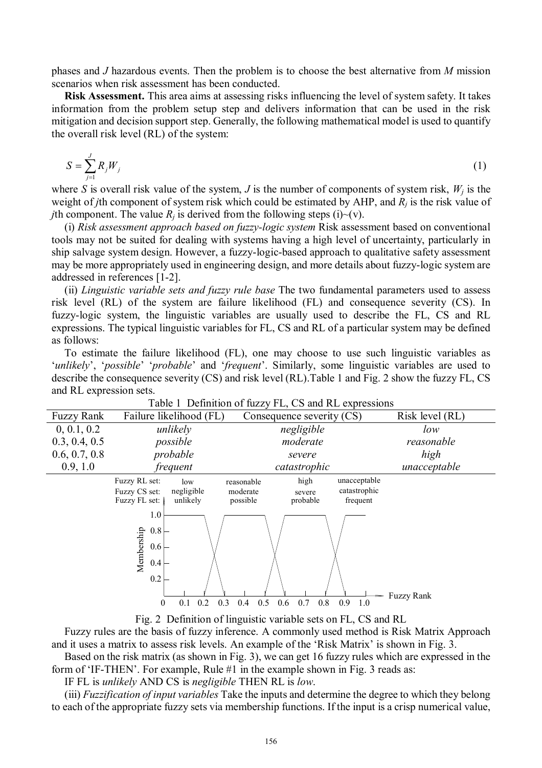phases and $J$ hazardous events. Then the problem is to choose the best alternative from $M$ mission scenarios when risk assessment has been conducted.

**Risk Assessment.** This area aims at assessing risks influencing the level of system safety. It takes information from the problem setup step and delivers information that can be used in the risk mitigation and decision support step. Generally, the following mathematical model is used to quantify the overall risk level (RL) of the system:

$$S = \sum_{j=1}^{J} R_j W_j \tag{1}$$

where $S$ is overall risk value of the system, $J$ is the number of components of system risk, $W_j$ is the weight of $j$th component of system risk which could be estimated by AHP, and $R_j$ is the risk value of $j$th component. The value $R_j$ is derived from the following steps (i)~(v).

(i) *Risk assessment approach based on fuzzy-logic system* Risk assessment based on conventional tools may not be suited for dealing with systems having a high level of uncertainty, particularly in ship salvage system design. However, a fuzzy-logic-based approach to qualitative safety assessment may be more appropriately used in engineering design, and more details about fuzzy-logic system are addressed in references [1-2].

(ii) *Linguistic variable sets and fuzzy rule base* The two fundamental parameters used to assess risk level (RL) of the system are failure likelihood (FL) and consequence severity (CS). In fuzzy-logic system, the linguistic variables are usually used to describe the FL, CS and RL expressions. The typical linguistic variables for FL, CS and RL of a particular system may be defined as follows:

To estimate the failure likelihood (FL), one may choose to use such linguistic variables as '*unlikely*', '*possible*' '*probable*' and '*frequent*'. Similarly, some linguistic variables are used to describe the consequence severity (CS) and risk level (RL).Table 1 and Fig. 2 show the fuzzy FL, CS and RL expression sets.

Table 1 Definition of fuzzy FL, CS and RL expressions

| Fuzzy Rank | Failure likelihood (FL) | Consequence severity (CS) | Risk level (RL) |
|---|---|---|---|
| 0, 0.1, 0.2 | *unlikely* | *negligible* | *low* |
| 0.3, 0.4, 0.5 | *possible* | *moderate* | *reasonable* |
| 0.6, 0.7, 0.8 | *probable* | *severe* | *high* |
| 0.9, 1.0 | *frequent* | *catastrophic* | *unacceptable* |

Fig. 2 Definition of linguistic variable sets on FL, CS and RL

Fuzzy rules are the basis of fuzzy inference. A commonly used method is Risk Matrix Approach and it uses a matrix to assess risk levels. An example of the 'Risk Matrix' is shown in Fig. 3.

Based on the risk matrix (as shown in Fig. 3), we can get 16 fuzzy rules which are expressed in the form of 'IF-THEN'. For example, Rule #1 in the example shown in Fig. 3 reads as:

IF FL is *unlikely* AND CS is *negligible* THEN RL is *low*.

(iii) *Fuzzification of input variables* Take the inputs and determine the degree to which they belong to each of the appropriate fuzzy sets via membership functions. If the input is a crisp numerical value,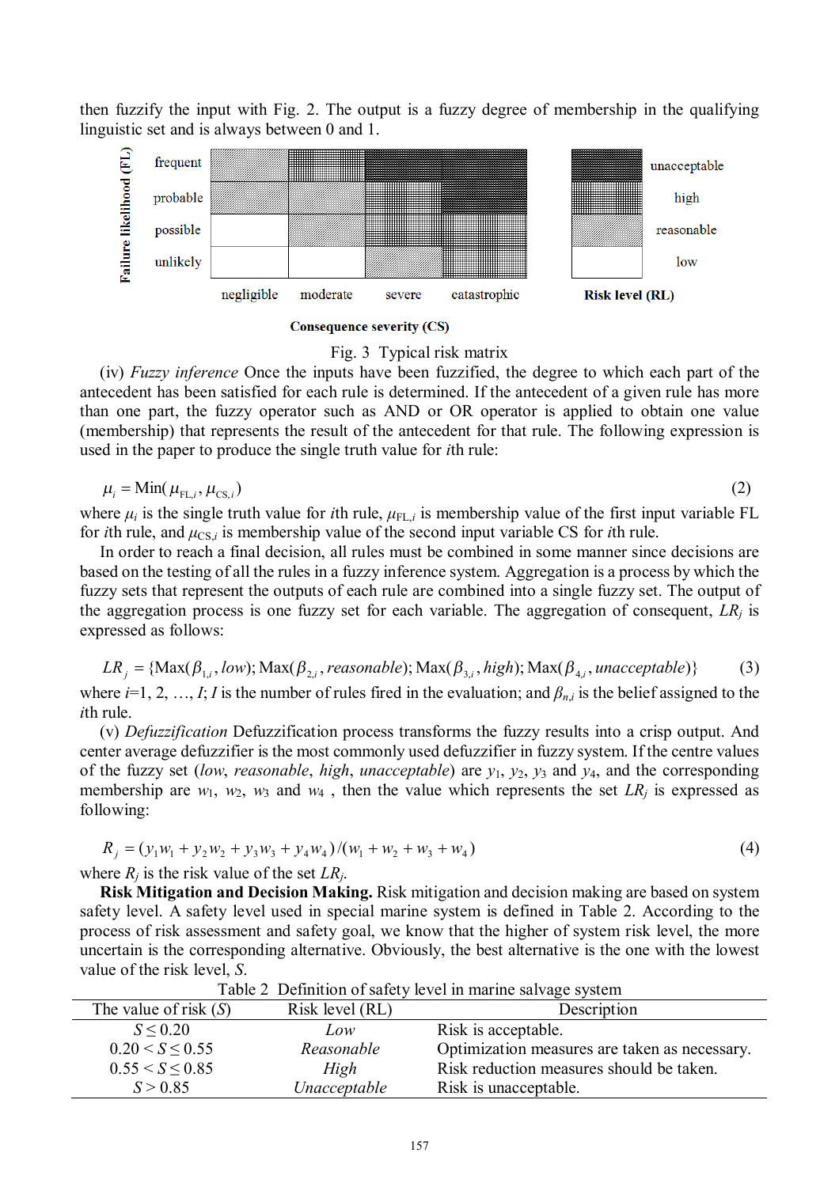then fuzzify the input with Fig. 2. The output is a fuzzy degree of membership in the qualifying linguistic set and is always between 0 and 1.

Fig. 3 Typical risk matrix

(iv) *Fuzzy inference* Once the inputs have been fuzzified, the degree to which each part of the antecedent has been satisfied for each rule is determined. If the antecedent of a given rule has more than one part, the fuzzy operator such as AND or OR operator is applied to obtain one value (membership) that represents the result of the antecedent for that rule. The following expression is used in the paper to produce the single truth value for $i$th rule:

$$\mu_i = \text{Min}(\mu_{\text{FL},i}, \mu_{\text{CS},i}) \tag{2}$$

where $\mu_i$ is the single truth value for $i$th rule, $\mu_{\text{FL},i}$ is membership value of the first input variable FL for $i$th rule, and $\mu_{\text{CS},i}$ is membership value of the second input variable CS for $i$th rule.

In order to reach a final decision, all rules must be combined in some manner since decisions are based on the testing of all the rules in a fuzzy inference system. Aggregation is a process by which the fuzzy sets that represent the outputs of each rule are combined into a single fuzzy set. The output of the aggregation process is one fuzzy set for each variable. The aggregation of consequent, $LR_j$ is expressed as follows:

$$LR_j = \{\text{Max}(\beta_{1,i}, \textit{low}); \text{Max}(\beta_{2,i}, \textit{reasonable}); \text{Max}(\beta_{3,i}, \textit{high}); \text{Max}(\beta_{4,i}, \textit{unacceptable})\} \tag{3}$$

where $i$=1, 2, …, $I$; $I$ is the number of rules fired in the evaluation; and $\beta_{n,i}$ is the belief assigned to the $i$th rule.

(v) *Defuzzification* Defuzzification process transforms the fuzzy results into a crisp output. And center average defuzzifier is the most commonly used defuzzifier in fuzzy system. If the centre values of the fuzzy set (*low*, *reasonable*, *high*, *unacceptable*) are $y_1$, $y_2$, $y_3$ and $y_4$, and the corresponding membership are $w_1$, $w_2$, $w_3$ and $w_4$ , then the value which represents the set $LR_j$ is expressed as following:

$$R_j = (y_1 w_1 + y_2 w_2 + y_3 w_3 + y_4 w_4)/(w_1 + w_2 + w_3 + w_4) \tag{4}$$

where $R_j$ is the risk value of the set $LR_j$.

**Risk Mitigation and Decision Making.** Risk mitigation and decision making are based on system safety level. A safety level used in special marine system is defined in Table 2. According to the process of risk assessment and safety goal, we know that the higher of system risk level, the more uncertain is the corresponding alternative. Obviously, the best alternative is the one with the lowest value of the risk level, $S$.

Table 2 Definition of safety level in marine salvage system

| The value of risk ($S$) | Risk level (RL) | Description |
|---|---|---|
| $S \leq 0.20$ | *Low* | Risk is acceptable. |
| $0.20 < S \leq 0.55$ | *Reasonable* | Optimization measures are taken as necessary. |
| $0.55 < S \leq 0.85$ | *High* | Risk reduction measures should be taken. |
| $S > 0.85$ | *Unacceptable* | Risk is unacceptable. |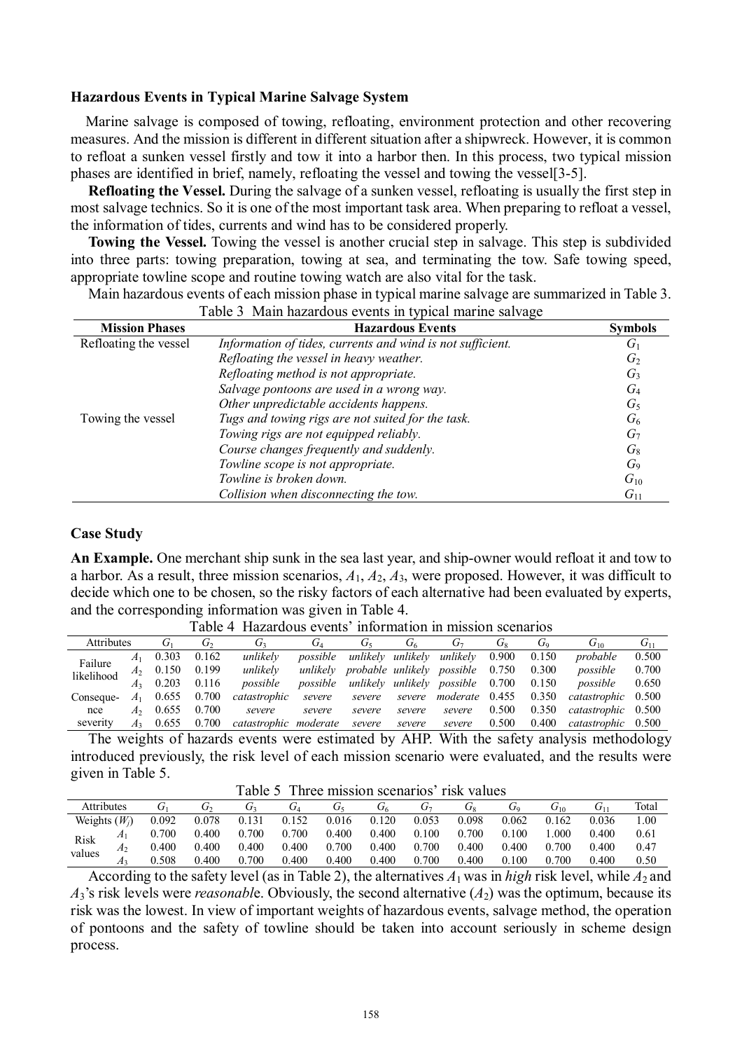### Hazardous Events in Typical Marine Salvage System

Marine salvage is composed of towing, refloating, environment protection and other recovering measures. And the mission is different in different situation after a shipwreck. However, it is common to refloat a sunken vessel firstly and tow it into a harbor then. In this process, two typical mission phases are identified in brief, namely, refloating the vessel and towing the vessel[3-5].

**Refloating the Vessel.** During the salvage of a sunken vessel, refloating is usually the first step in most salvage technics. So it is one of the most important task area. When preparing to refloat a vessel, the information of tides, currents and wind has to be considered properly.

**Towing the Vessel.** Towing the vessel is another crucial step in salvage. This step is subdivided into three parts: towing preparation, towing at sea, and terminating the tow. Safe towing speed, appropriate towline scope and routine towing watch are also vital for the task.

Main hazardous events of each mission phase in typical marine salvage are summarized in Table 3.

Table 3 Main hazardous events in typical marine salvage

| Mission Phases | Hazardous Events | Symbols |
|---|---|---|
| Refloating the vessel | *Information of tides, currents and wind is not sufficient.* | $G_1$ |
| | *Refloating the vessel in heavy weather.* | $G_2$ |
| | *Refloating method is not appropriate.* | $G_3$ |
| | *Salvage pontoons are used in a wrong way.* | $G_4$ |
| | *Other unpredictable accidents happens.* | $G_5$ |
| Towing the vessel | *Tugs and towing rigs are not suited for the task.* | $G_6$ |
| | *Towing rigs are not equipped reliably.* | $G_7$ |
| | *Course changes frequently and suddenly.* | $G_8$ |
| | *Towline scope is not appropriate.* | $G_9$ |
| | *Towline is broken down.* | $G_{10}$ |
| | *Collision when disconnecting the tow.* | $G_{11}$ |

### Case Study

**An Example.** One merchant ship sunk in the sea last year, and ship-owner would refloat it and tow to a harbor. As a result, three mission scenarios, $A_1$, $A_2$, $A_3$, were proposed. However, it was difficult to decide which one to be chosen, so the risky factors of each alternative had been evaluated by experts, and the corresponding information was given in Table 4.

Table 4 Hazardous events' information in mission scenarios

| Attributes | | $G_1$ | $G_2$ | $G_3$ | $G_4$ | $G_5$ | $G_6$ | $G_7$ | $G_8$ | $G_9$ | $G_{10}$ | $G_{11}$ |
|---|---|---|---|---|---|---|---|---|---|---|---|---|
| Failure likelihood | $A_1$ | 0.303 | 0.162 | *unlikely* | *possible* | *unlikely* | *unlikely* | *unlikely* | 0.900 | 0.150 | *probable* | 0.500 |
| | $A_2$ | 0.150 | 0.199 | *unlikely* | *unlikely* | *probable* | *unlikely* | *possible* | 0.750 | 0.300 | *possible* | 0.700 |
| | $A_3$ | 0.203 | 0.116 | *possible* | *possible* | *unlikely* | *unlikely* | *possible* | 0.700 | 0.150 | *possible* | 0.650 |
| Consequence severity | $A_1$ | 0.655 | 0.700 | *catastrophic* | *severe* | *severe* | *severe* | *moderate* | 0.455 | 0.350 | *catastrophic* | 0.500 |
| | $A_2$ | 0.655 | 0.700 | *severe* | *severe* | *severe* | *severe* | *severe* | 0.500 | 0.350 | *catastrophic* | 0.500 |
| | $A_3$ | 0.655 | 0.700 | *catastrophic* | *moderate* | *severe* | *severe* | *severe* | 0.500 | 0.400 | *catastrophic* | 0.500 |

The weights of hazards events were estimated by AHP. With the safety analysis methodology introduced previously, the risk level of each mission scenario were evaluated, and the results were given in Table 5.

Table 5 Three mission scenarios' risk values

| Attributes | | $G_1$ | $G_2$ | $G_3$ | $G_4$ | $G_5$ | $G_6$ | $G_7$ | $G_8$ | $G_9$ | $G_{10}$ | $G_{11}$ | Total |
|---|---|---|---|---|---|---|---|---|---|---|---|---|---|
| Weights ($W_j$) | | 0.092 | 0.078 | 0.131 | 0.152 | 0.016 | 0.120 | 0.053 | 0.098 | 0.062 | 0.162 | 0.036 | 1.00 |
| Risk values | $A_1$ | 0.700 | 0.400 | 0.700 | 0.700 | 0.400 | 0.400 | 0.100 | 0.700 | 0.100 | 1.000 | 0.400 | 0.61 |
| | $A_2$ | 0.400 | 0.400 | 0.400 | 0.400 | 0.700 | 0.400 | 0.700 | 0.400 | 0.400 | 0.700 | 0.400 | 0.47 |
| | $A_3$ | 0.508 | 0.400 | 0.700 | 0.400 | 0.400 | 0.400 | 0.400 | 0.700 | 0.400 | 0.100 | 0.700 | 0.400 | 0.50 |

According to the safety level (as in Table 2), the alternatives $A_1$ was in *high* risk level, while $A_2$ and $A_3$'s risk levels were *reasonabl*e. Obviously, the second alternative ($A_2$) was the optimum, because its risk was the lowest. In view of important weights of hazardous events, salvage method, the operation of pontoons and the safety of towline should be taken into account seriously in scheme design process.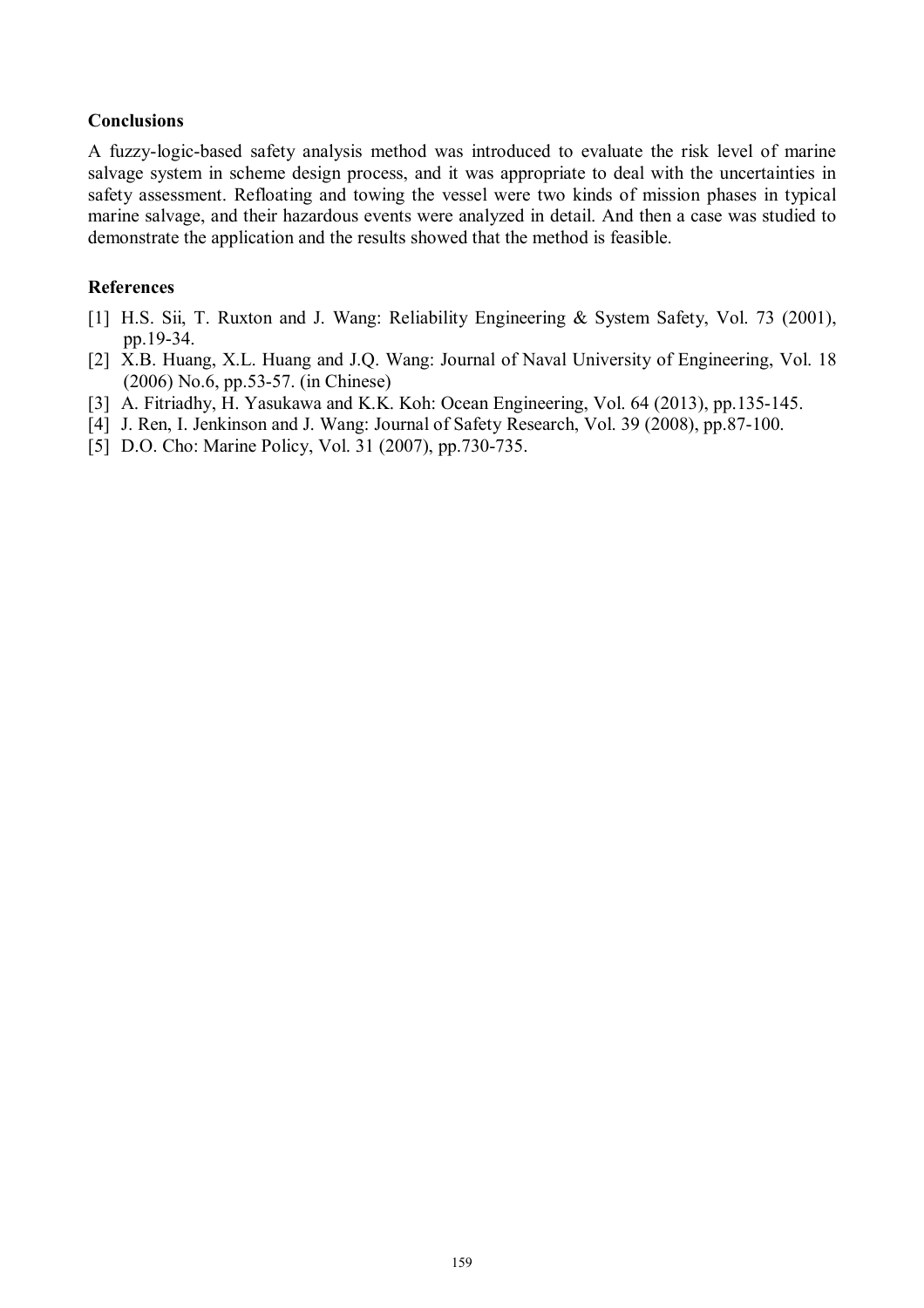## Conclusions

A fuzzy-logic-based safety analysis method was introduced to evaluate the risk level of marine salvage system in scheme design process, and it was appropriate to deal with the uncertainties in safety assessment. Refloating and towing the vessel were two kinds of mission phases in typical marine salvage, and their hazardous events were analyzed in detail. And then a case was studied to demonstrate the application and the results showed that the method is feasible.

## References

[1] H.S. Sii, T. Ruxton and J. Wang: Reliability Engineering & System Safety, Vol. 73 (2001), pp.19-34.

[2] X.B. Huang, X.L. Huang and J.Q. Wang: Journal of Naval University of Engineering, Vol. 18 (2006) No.6, pp.53-57. (in Chinese)

[3] A. Fitriadhy, H. Yasukawa and K.K. Koh: Ocean Engineering, Vol. 64 (2013), pp.135-145.

[4] J. Ren, I. Jenkinson and J. Wang: Journal of Safety Research, Vol. 39 (2008), pp.87-100.

[5] D.O. Cho: Marine Policy, Vol. 31 (2007), pp.730-735.